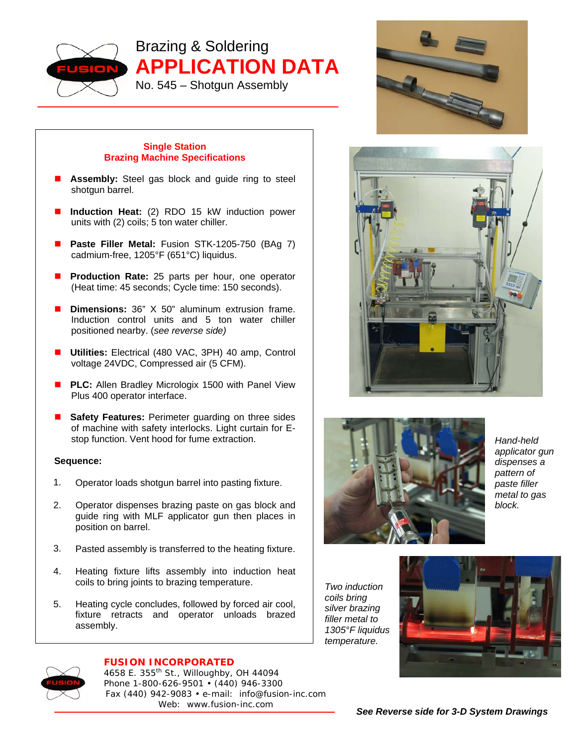# Brazing & Soldering APPLICATION DATA

## No. 545 – Shotgun Assembly

### Single Station Brazing Machine Specifications

- **Assembly:** Steel gas block and guide ring to steel shotgun barrel.
- **Induction Heat:** (2) RDO 15 kW induction power units with (2) coils; 5 ton water chiller.
- **Paste Filler Metal:** Fusion STK-1205-750 (BAg 7) cadmium-free, 1205°F (651°C) liquidus.
- **Production Rate:** 25 parts per hour, one operator (Heat time: 45 seconds; Cycle time: 150 seconds).
- **Dimensions:** 36" X 50" aluminum extrusion frame. Induction control units and 5 ton water chiller positioned nearby. (*see reverse side)*
- **Utilities:** Electrical (480 VAC, 3PH) 40 amp, Control voltage 24VDC, Compressed air (5 CFM).
- **PLC:** Allen Bradley Micrologix 1500 with Panel View Plus 400 operator interface.
- **Safety Features:** Perimeter guarding on three sides of machine with safety interlocks. Light curtain for E-stop function. Vent hood for fume extraction.

**Sequence:**

1. Operator loads shotgun barrel into pasting fixture.
2. Operator dispenses brazing paste on gas block and guide ring with MLF applicator gun then places in position on barrel.
3. Pasted assembly is transferred to the heating fixture.
4. Heating fixture lifts assembly into induction heat coils to bring joints to brazing temperature.
5. Heating cycle concludes, followed by forced air cool, fixture retracts and operator unloads brazed assembly.

*Hand-held applicator gun dispenses a pattern of paste filler metal to gas block.*

*Two induction coils bring silver brazing filler metal to 1305°F liquidus temperature.*

**FUSION INCORPORATED**
4658 E. 355th St., Willoughby, OH 44094
Phone 1-800-626-9501 • (440) 946-3300
Fax (440) 942-9083 • e-mail: info@fusion-inc.com
Web: www.fusion-inc.com

***See Reverse side for 3-D System Drawings***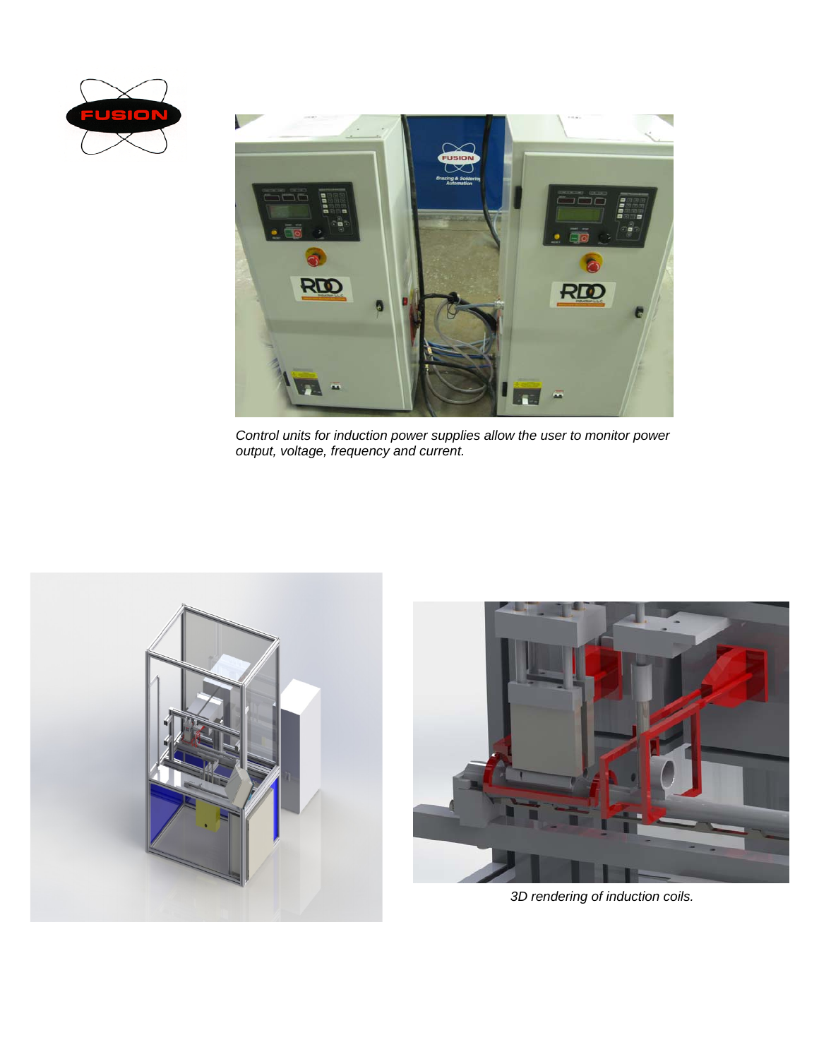*Control units for induction power supplies allow the user to monitor power output, voltage, frequency and current.*

*3D rendering of induction coils.*